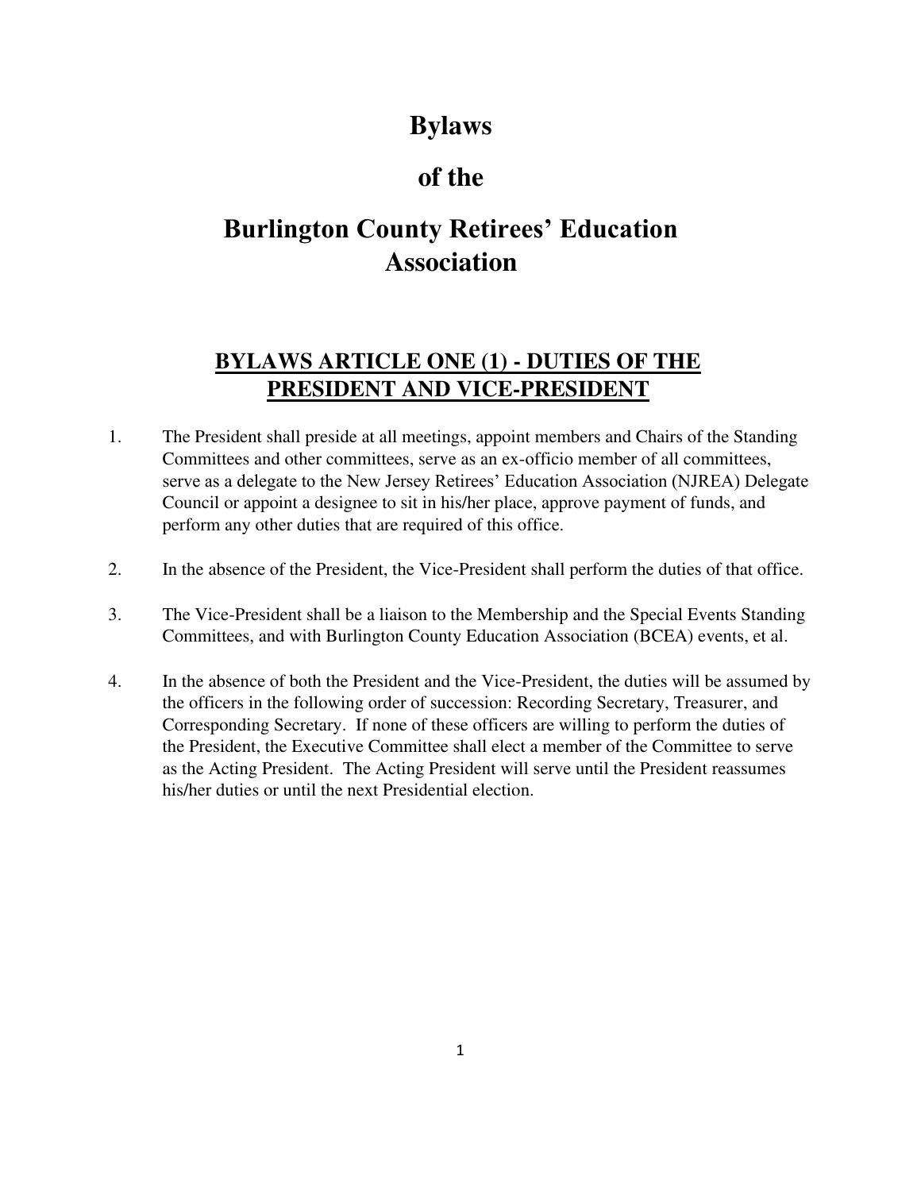# Bylaws

# of the

# Burlington County Retirees' Education Association

## BYLAWS ARTICLE ONE (1) - DUTIES OF THE PRESIDENT AND VICE-PRESIDENT

1. The President shall preside at all meetings, appoint members and Chairs of the Standing Committees and other committees, serve as an ex-officio member of all committees, serve as a delegate to the New Jersey Retirees' Education Association (NJREA) Delegate Council or appoint a designee to sit in his/her place, approve payment of funds, and perform any other duties that are required of this office.

2. In the absence of the President, the Vice-President shall perform the duties of that office.

3. The Vice-President shall be a liaison to the Membership and the Special Events Standing Committees, and with Burlington County Education Association (BCEA) events, et al.

4. In the absence of both the President and the Vice-President, the duties will be assumed by the officers in the following order of succession: Recording Secretary, Treasurer, and Corresponding Secretary. If none of these officers are willing to perform the duties of the President, the Executive Committee shall elect a member of the Committee to serve as the Acting President. The Acting President will serve until the President reassumes his/her duties or until the next Presidential election.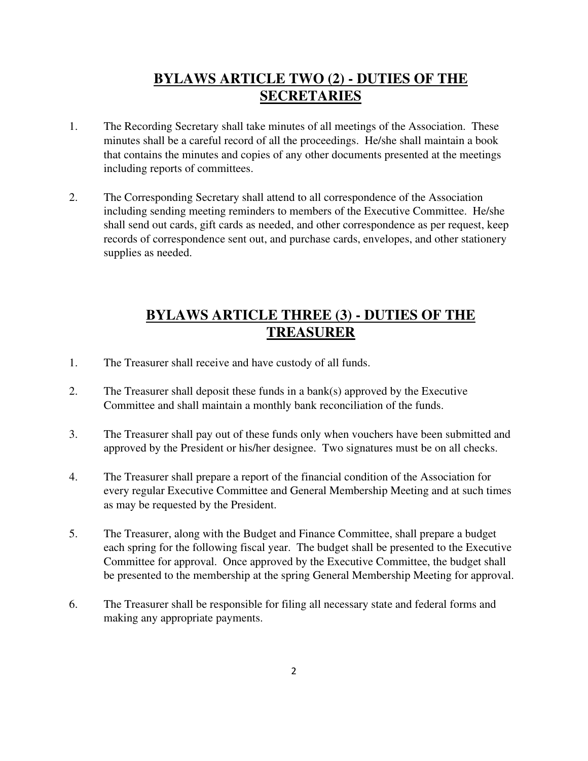## **BYLAWS ARTICLE TWO (2) - DUTIES OF THE SECRETARIES**

1. The Recording Secretary shall take minutes of all meetings of the Association. These minutes shall be a careful record of all the proceedings. He/she shall maintain a book that contains the minutes and copies of any other documents presented at the meetings including reports of committees.

2. The Corresponding Secretary shall attend to all correspondence of the Association including sending meeting reminders to members of the Executive Committee. He/she shall send out cards, gift cards as needed, and other correspondence as per request, keep records of correspondence sent out, and purchase cards, envelopes, and other stationery supplies as needed.

## **BYLAWS ARTICLE THREE (3) - DUTIES OF THE TREASURER**

1. The Treasurer shall receive and have custody of all funds.

2. The Treasurer shall deposit these funds in a bank(s) approved by the Executive Committee and shall maintain a monthly bank reconciliation of the funds.

3. The Treasurer shall pay out of these funds only when vouchers have been submitted and approved by the President or his/her designee. Two signatures must be on all checks.

4. The Treasurer shall prepare a report of the financial condition of the Association for every regular Executive Committee and General Membership Meeting and at such times as may be requested by the President.

5. The Treasurer, along with the Budget and Finance Committee, shall prepare a budget each spring for the following fiscal year. The budget shall be presented to the Executive Committee for approval. Once approved by the Executive Committee, the budget shall be presented to the membership at the spring General Membership Meeting for approval.

6. The Treasurer shall be responsible for filing all necessary state and federal forms and making any appropriate payments.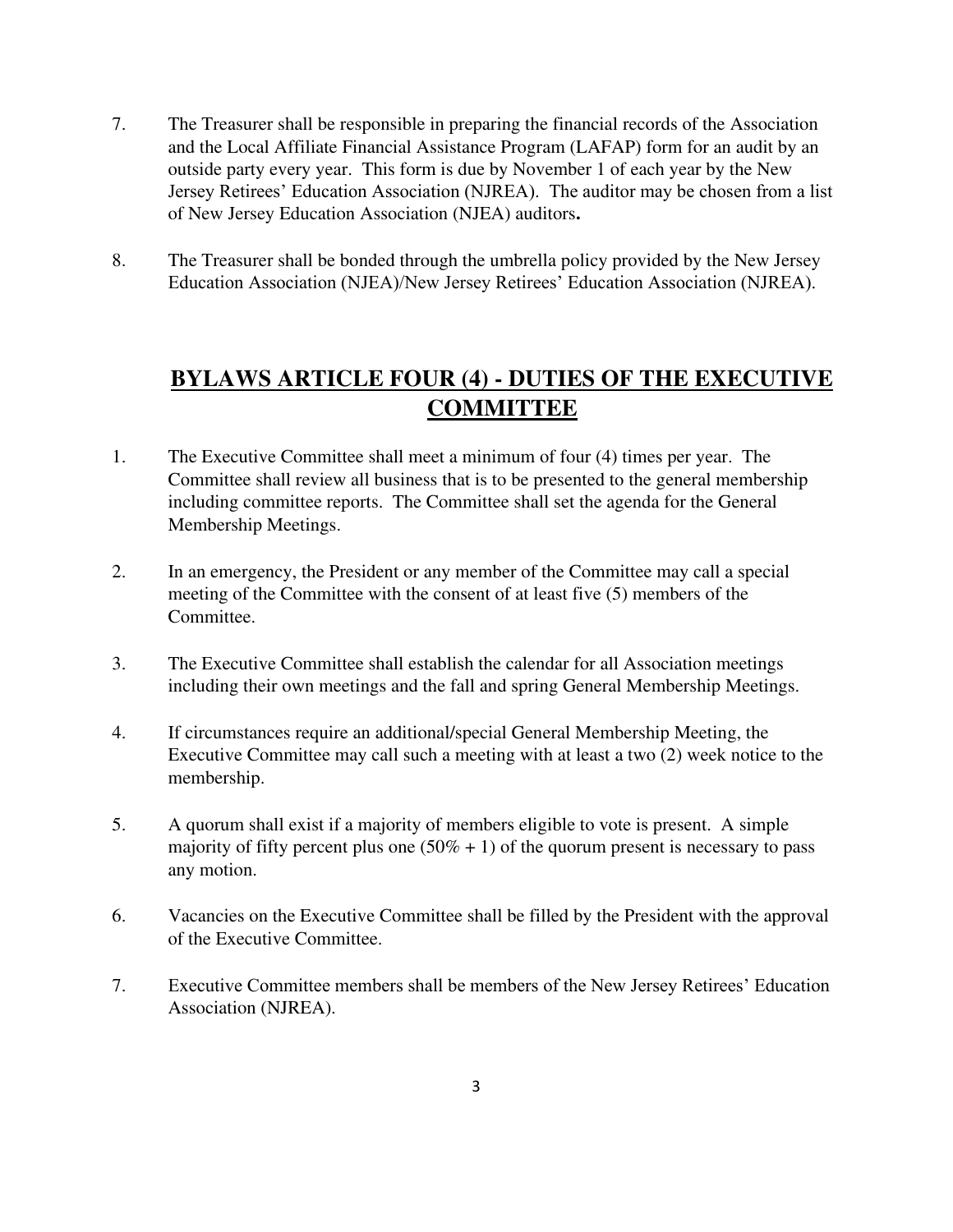7. The Treasurer shall be responsible in preparing the financial records of the Association and the Local Affiliate Financial Assistance Program (LAFAP) form for an audit by an outside party every year. This form is due by November 1 of each year by the New Jersey Retirees' Education Association (NJREA). The auditor may be chosen from a list of New Jersey Education Association (NJEA) auditors**.**

8. The Treasurer shall be bonded through the umbrella policy provided by the New Jersey Education Association (NJEA)/New Jersey Retirees' Education Association (NJREA).

## BYLAWS ARTICLE FOUR (4) - DUTIES OF THE EXECUTIVE COMMITTEE

1. The Executive Committee shall meet a minimum of four (4) times per year. The Committee shall review all business that is to be presented to the general membership including committee reports. The Committee shall set the agenda for the General Membership Meetings.

2. In an emergency, the President or any member of the Committee may call a special meeting of the Committee with the consent of at least five (5) members of the Committee.

3. The Executive Committee shall establish the calendar for all Association meetings including their own meetings and the fall and spring General Membership Meetings.

4. If circumstances require an additional/special General Membership Meeting, the Executive Committee may call such a meeting with at least a two (2) week notice to the membership.

5. A quorum shall exist if a majority of members eligible to vote is present. A simple majority of fifty percent plus one (50% + 1) of the quorum present is necessary to pass any motion.

6. Vacancies on the Executive Committee shall be filled by the President with the approval of the Executive Committee.

7. Executive Committee members shall be members of the New Jersey Retirees' Education Association (NJREA).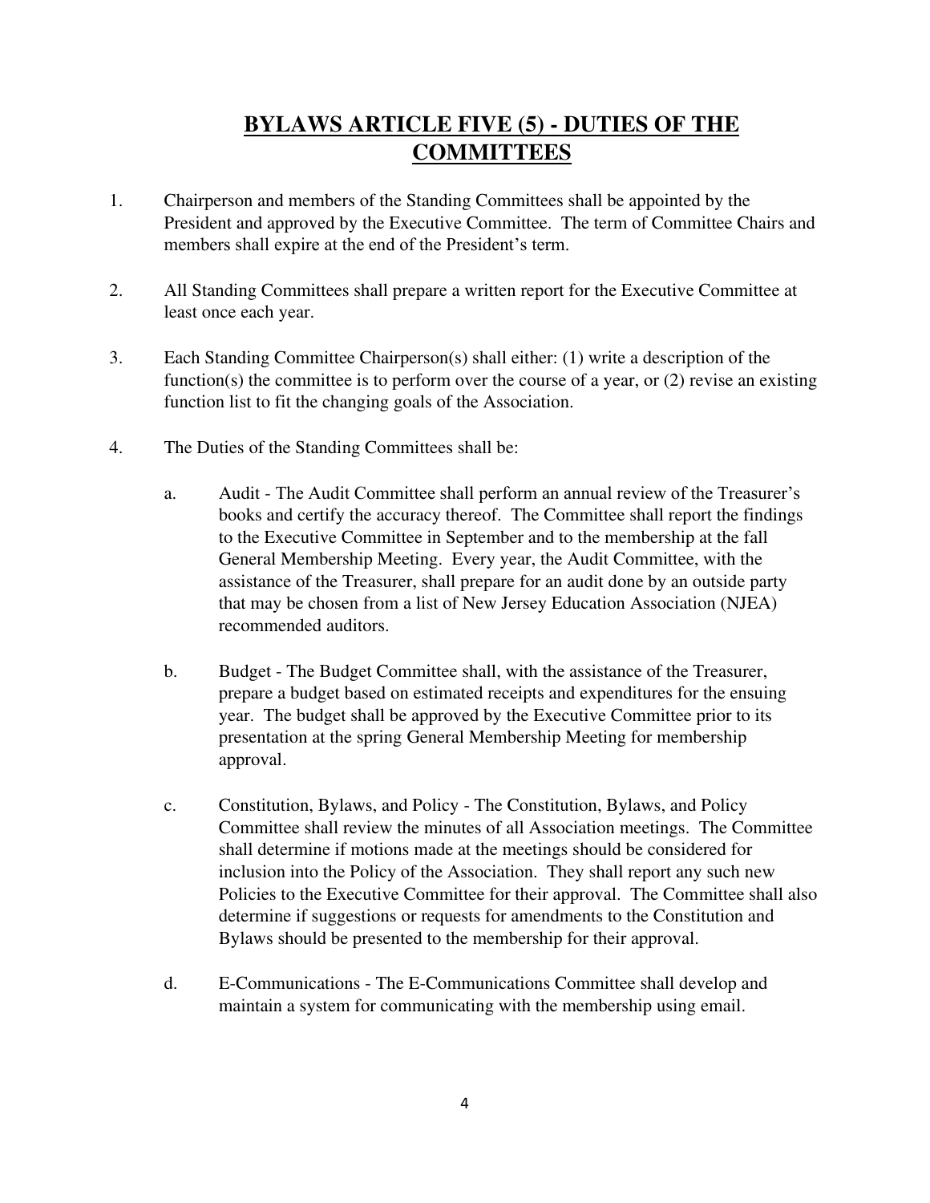# BYLAWS ARTICLE FIVE (5) - DUTIES OF THE COMMITTEES

1. Chairperson and members of the Standing Committees shall be appointed by the President and approved by the Executive Committee. The term of Committee Chairs and members shall expire at the end of the President's term.

2. All Standing Committees shall prepare a written report for the Executive Committee at least once each year.

3. Each Standing Committee Chairperson(s) shall either: (1) write a description of the function(s) the committee is to perform over the course of a year, or (2) revise an existing function list to fit the changing goals of the Association.

4. The Duties of the Standing Committees shall be:

   a. Audit - The Audit Committee shall perform an annual review of the Treasurer's books and certify the accuracy thereof. The Committee shall report the findings to the Executive Committee in September and to the membership at the fall General Membership Meeting. Every year, the Audit Committee, with the assistance of the Treasurer, shall prepare for an audit done by an outside party that may be chosen from a list of New Jersey Education Association (NJEA) recommended auditors.

   b. Budget - The Budget Committee shall, with the assistance of the Treasurer, prepare a budget based on estimated receipts and expenditures for the ensuing year. The budget shall be approved by the Executive Committee prior to its presentation at the spring General Membership Meeting for membership approval.

   c. Constitution, Bylaws, and Policy - The Constitution, Bylaws, and Policy Committee shall review the minutes of all Association meetings. The Committee shall determine if motions made at the meetings should be considered for inclusion into the Policy of the Association. They shall report any such new Policies to the Executive Committee for their approval. The Committee shall also determine if suggestions or requests for amendments to the Constitution and Bylaws should be presented to the membership for their approval.

   d. E-Communications - The E-Communications Committee shall develop and maintain a system for communicating with the membership using email.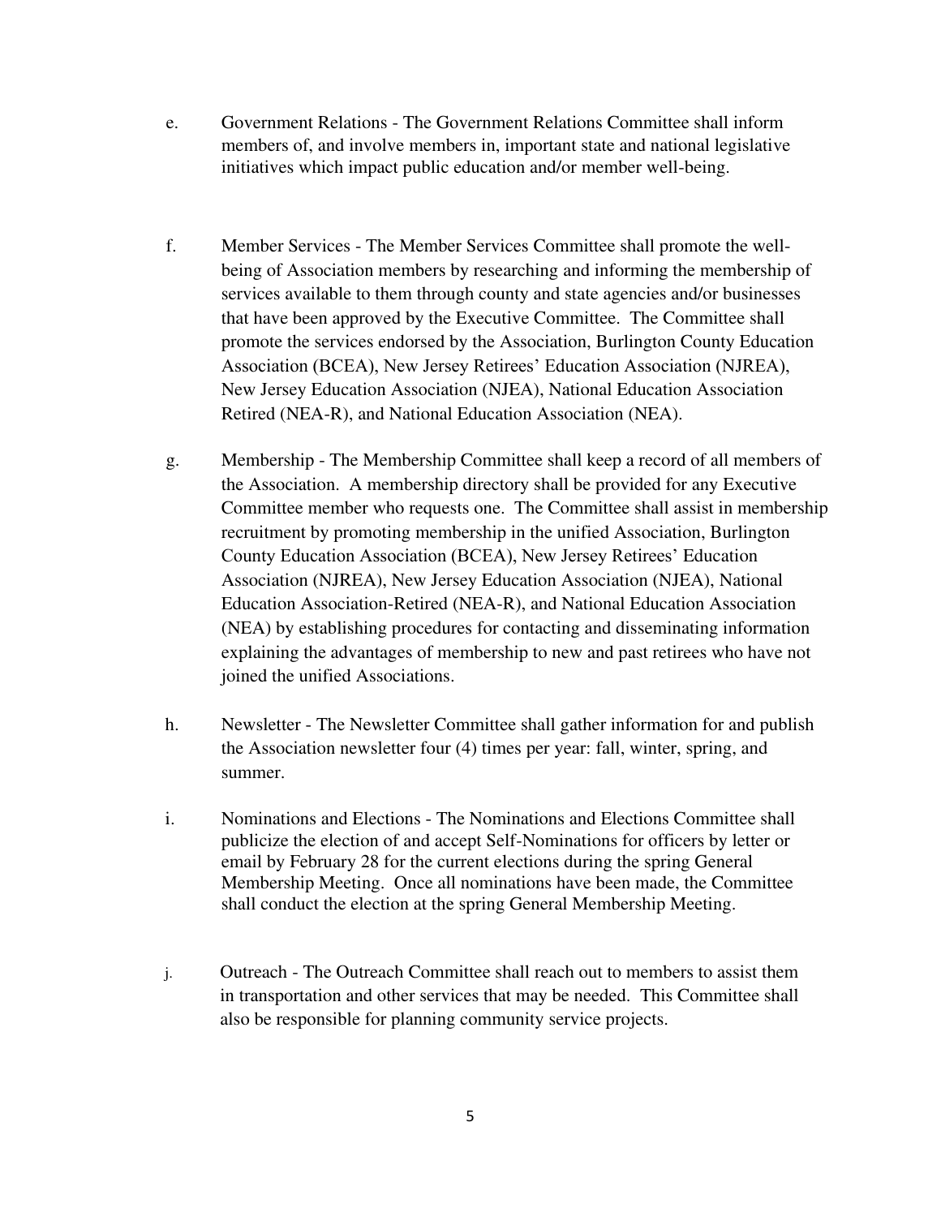e. Government Relations - The Government Relations Committee shall inform members of, and involve members in, important state and national legislative initiatives which impact public education and/or member well-being.

f. Member Services - The Member Services Committee shall promote the well-being of Association members by researching and informing the membership of services available to them through county and state agencies and/or businesses that have been approved by the Executive Committee. The Committee shall promote the services endorsed by the Association, Burlington County Education Association (BCEA), New Jersey Retirees' Education Association (NJREA), New Jersey Education Association (NJEA), National Education Association Retired (NEA-R), and National Education Association (NEA).

g. Membership - The Membership Committee shall keep a record of all members of the Association. A membership directory shall be provided for any Executive Committee member who requests one. The Committee shall assist in membership recruitment by promoting membership in the unified Association, Burlington County Education Association (BCEA), New Jersey Retirees' Education Association (NJREA), New Jersey Education Association (NJEA), National Education Association-Retired (NEA-R), and National Education Association (NEA) by establishing procedures for contacting and disseminating information explaining the advantages of membership to new and past retirees who have not joined the unified Associations.

h. Newsletter - The Newsletter Committee shall gather information for and publish the Association newsletter four (4) times per year: fall, winter, spring, and summer.

i. Nominations and Elections - The Nominations and Elections Committee shall publicize the election of and accept Self-Nominations for officers by letter or email by February 28 for the current elections during the spring General Membership Meeting. Once all nominations have been made, the Committee shall conduct the election at the spring General Membership Meeting.

j. Outreach - The Outreach Committee shall reach out to members to assist them in transportation and other services that may be needed. This Committee shall also be responsible for planning community service projects.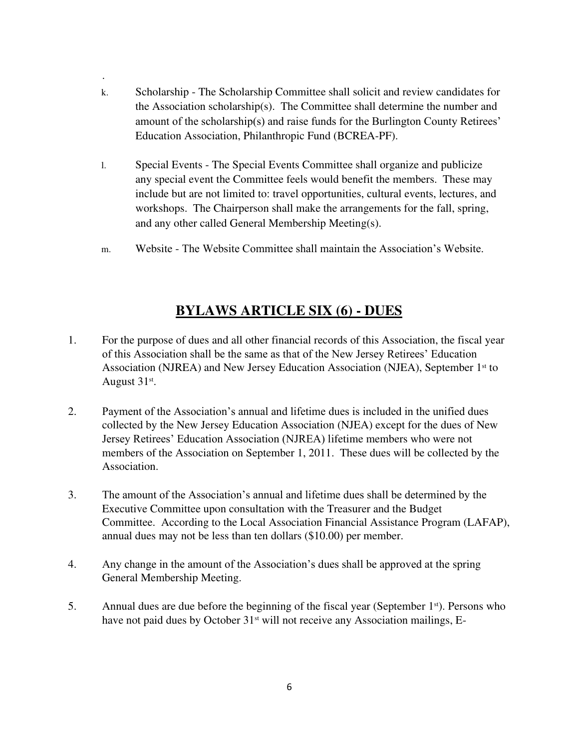k. Scholarship - The Scholarship Committee shall solicit and review candidates for the Association scholarship(s). The Committee shall determine the number and amount of the scholarship(s) and raise funds for the Burlington County Retirees' Education Association, Philanthropic Fund (BCREA-PF).

l. Special Events - The Special Events Committee shall organize and publicize any special event the Committee feels would benefit the members. These may include but are not limited to: travel opportunities, cultural events, lectures, and workshops. The Chairperson shall make the arrangements for the fall, spring, and any other called General Membership Meeting(s).

m. Website - The Website Committee shall maintain the Association's Website.

## BYLAWS ARTICLE SIX (6) - DUES

1. For the purpose of dues and all other financial records of this Association, the fiscal year of this Association shall be the same as that of the New Jersey Retirees' Education Association (NJREA) and New Jersey Education Association (NJEA), September 1st to August 31st.

2. Payment of the Association's annual and lifetime dues is included in the unified dues collected by the New Jersey Education Association (NJEA) except for the dues of New Jersey Retirees' Education Association (NJREA) lifetime members who were not members of the Association on September 1, 2011. These dues will be collected by the Association.

3. The amount of the Association's annual and lifetime dues shall be determined by the Executive Committee upon consultation with the Treasurer and the Budget Committee. According to the Local Association Financial Assistance Program (LAFAP), annual dues may not be less than ten dollars ($10.00) per member.

4. Any change in the amount of the Association's dues shall be approved at the spring General Membership Meeting.

5. Annual dues are due before the beginning of the fiscal year (September 1st). Persons who have not paid dues by October 31st will not receive any Association mailings, E-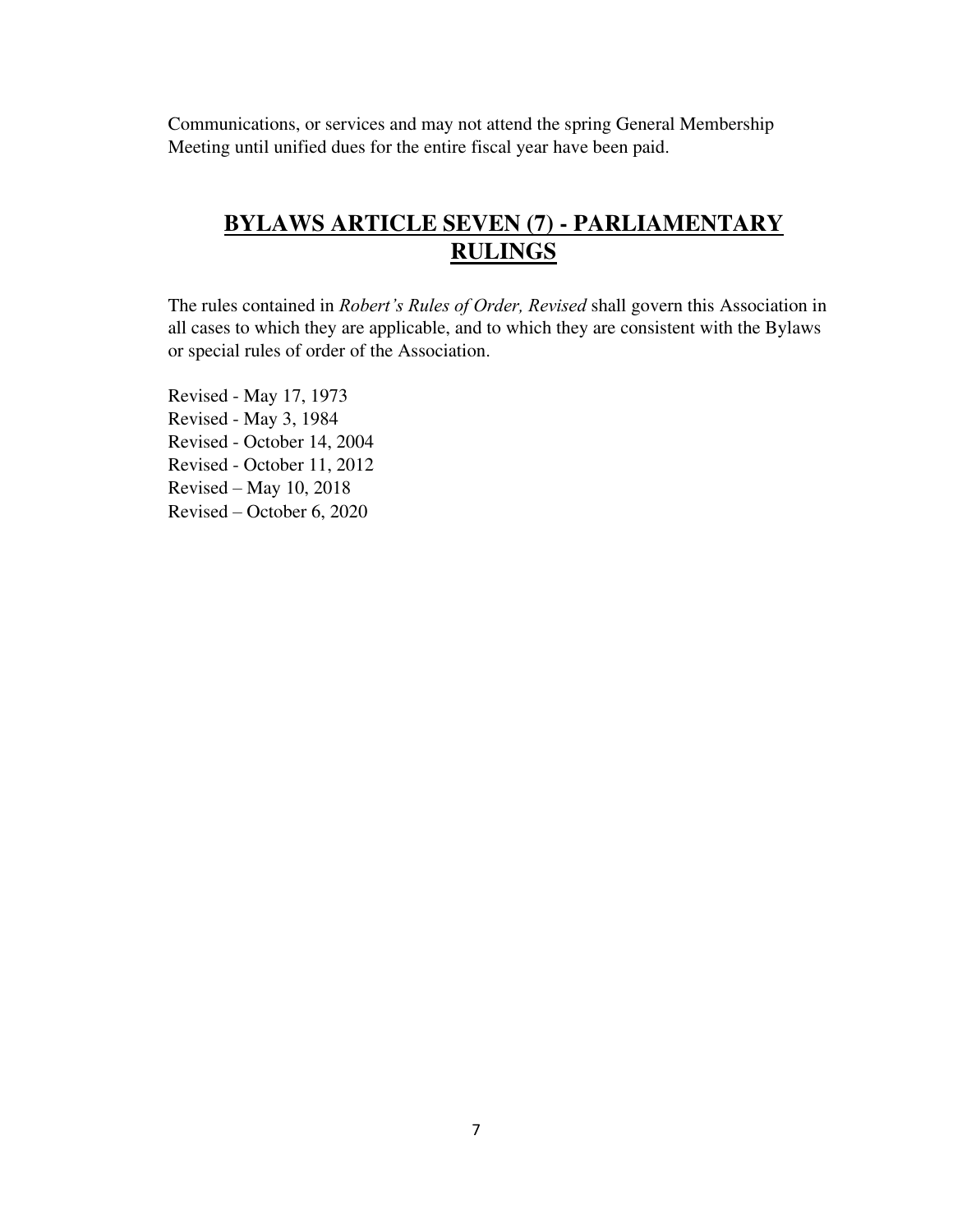Communications, or services and may not attend the spring General Membership Meeting until unified dues for the entire fiscal year have been paid.

## BYLAWS ARTICLE SEVEN (7) - PARLIAMENTARY RULINGS

The rules contained in *Robert's Rules of Order, Revised* shall govern this Association in all cases to which they are applicable, and to which they are consistent with the Bylaws or special rules of order of the Association.

Revised - May 17, 1973
Revised - May 3, 1984
Revised - October 14, 2004
Revised - October 11, 2012
Revised – May 10, 2018
Revised – October 6, 2020